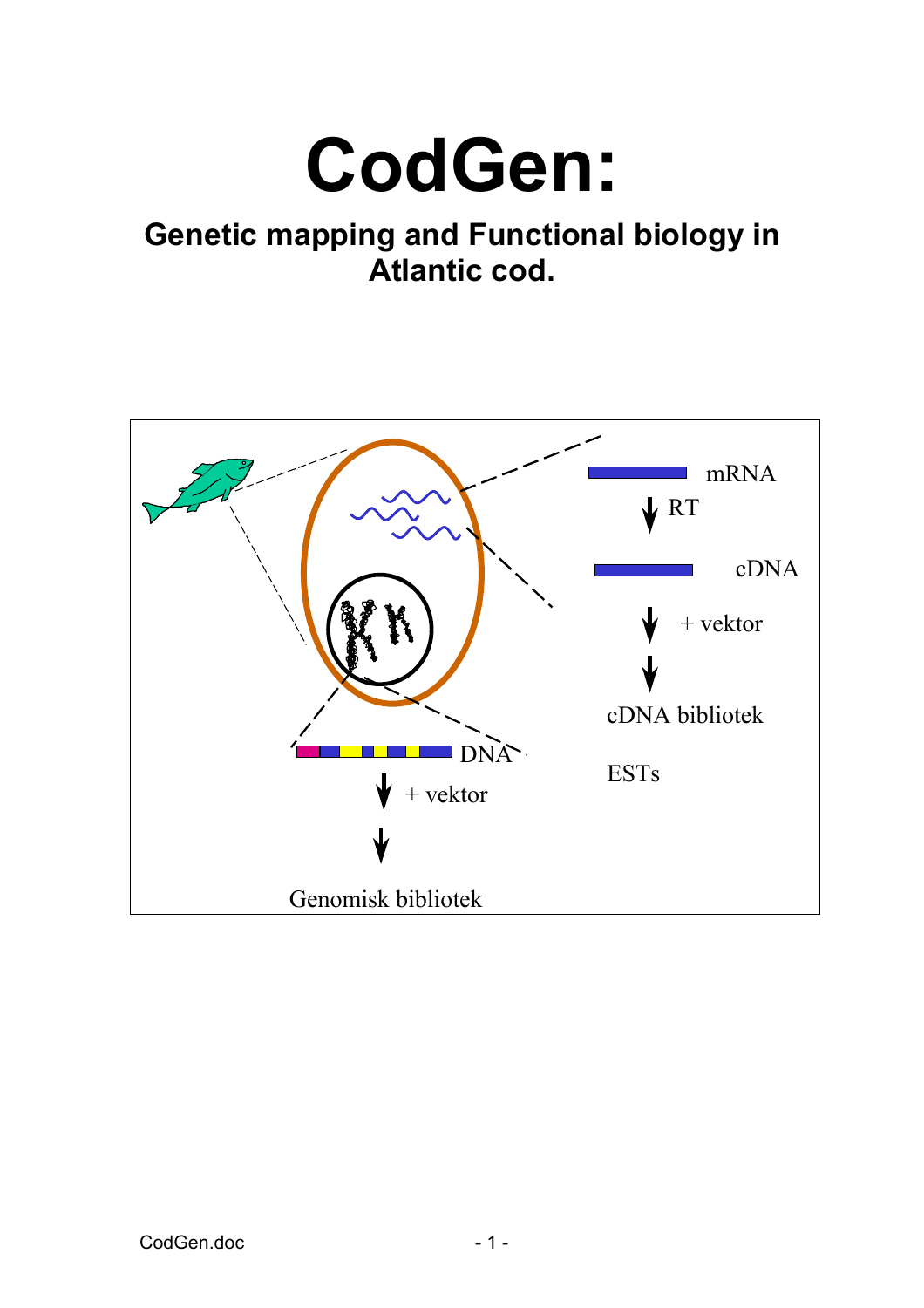# CodGen:

## Genetic mapping and Functional biology in Atlantic cod.

mRNA

RT

cDNA

+ vektor

cDNA bibliotek

ESTs

DNA

+ vektor

Genomisk bibliotek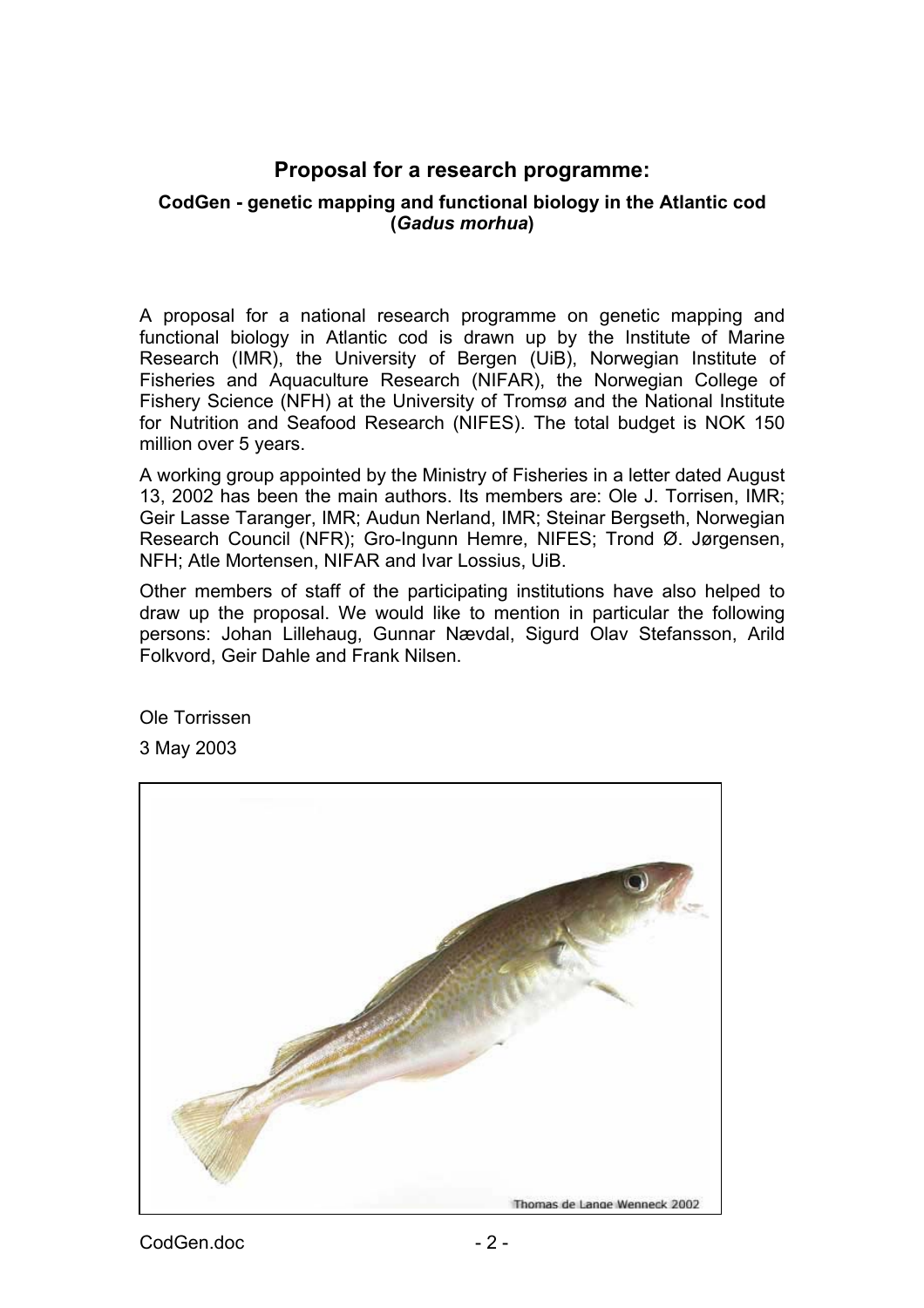## Proposal for a research programme:

### CodGen - genetic mapping and functional biology in the Atlantic cod (*Gadus morhua*)

A proposal for a national research programme on genetic mapping and functional biology in Atlantic cod is drawn up by the Institute of Marine Research (IMR), the University of Bergen (UiB), Norwegian Institute of Fisheries and Aquaculture Research (NIFAR), the Norwegian College of Fishery Science (NFH) at the University of Tromsø and the National Institute for Nutrition and Seafood Research (NIFES). The total budget is NOK 150 million over 5 years.

A working group appointed by the Ministry of Fisheries in a letter dated August 13, 2002 has been the main authors. Its members are: Ole J. Torrisen, IMR; Geir Lasse Taranger, IMR; Audun Nerland, IMR; Steinar Bergseth, Norwegian Research Council (NFR); Gro-Ingunn Hemre, NIFES; Trond Ø. Jørgensen, NFH; Atle Mortensen, NIFAR and Ivar Lossius, UiB.

Other members of staff of the participating institutions have also helped to draw up the proposal. We would like to mention in particular the following persons: Johan Lillehaug, Gunnar Nævdal, Sigurd Olav Stefansson, Arild Folkvord, Geir Dahle and Frank Nilsen.

Ole Torrissen

3 May 2003

Thomas de Lange Wenneck 2002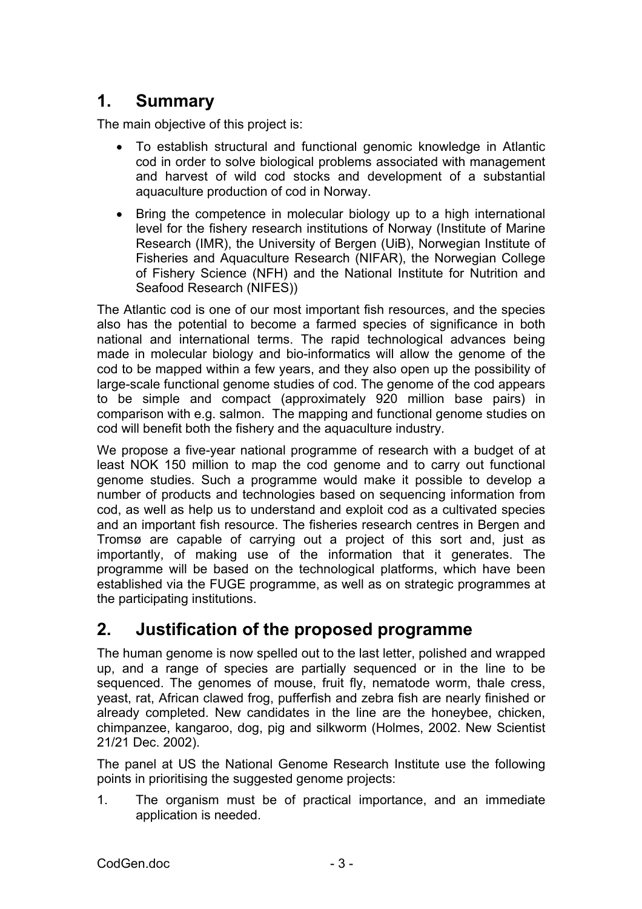## 1. Summary

The main objective of this project is:

- To establish structural and functional genomic knowledge in Atlantic cod in order to solve biological problems associated with management and harvest of wild cod stocks and development of a substantial aquaculture production of cod in Norway.
- Bring the competence in molecular biology up to a high international level for the fishery research institutions of Norway (Institute of Marine Research (IMR), the University of Bergen (UiB), Norwegian Institute of Fisheries and Aquaculture Research (NIFAR), the Norwegian College of Fishery Science (NFH) and the National Institute for Nutrition and Seafood Research (NIFES))

The Atlantic cod is one of our most important fish resources, and the species also has the potential to become a farmed species of significance in both national and international terms. The rapid technological advances being made in molecular biology and bio-informatics will allow the genome of the cod to be mapped within a few years, and they also open up the possibility of large-scale functional genome studies of cod. The genome of the cod appears to be simple and compact (approximately 920 million base pairs) in comparison with e.g. salmon. The mapping and functional genome studies on cod will benefit both the fishery and the aquaculture industry.

We propose a five-year national programme of research with a budget of at least NOK 150 million to map the cod genome and to carry out functional genome studies. Such a programme would make it possible to develop a number of products and technologies based on sequencing information from cod, as well as help us to understand and exploit cod as a cultivated species and an important fish resource. The fisheries research centres in Bergen and Tromsø are capable of carrying out a project of this sort and, just as importantly, of making use of the information that it generates. The programme will be based on the technological platforms, which have been established via the FUGE programme, as well as on strategic programmes at the participating institutions.

## 2. Justification of the proposed programme

The human genome is now spelled out to the last letter, polished and wrapped up, and a range of species are partially sequenced or in the line to be sequenced. The genomes of mouse, fruit fly, nematode worm, thale cress, yeast, rat, African clawed frog, pufferfish and zebra fish are nearly finished or already completed. New candidates in the line are the honeybee, chicken, chimpanzee, kangaroo, dog, pig and silkworm (Holmes, 2002. New Scientist 21/21 Dec. 2002).

The panel at US the National Genome Research Institute use the following points in prioritising the suggested genome projects:

1. The organism must be of practical importance, and an immediate application is needed.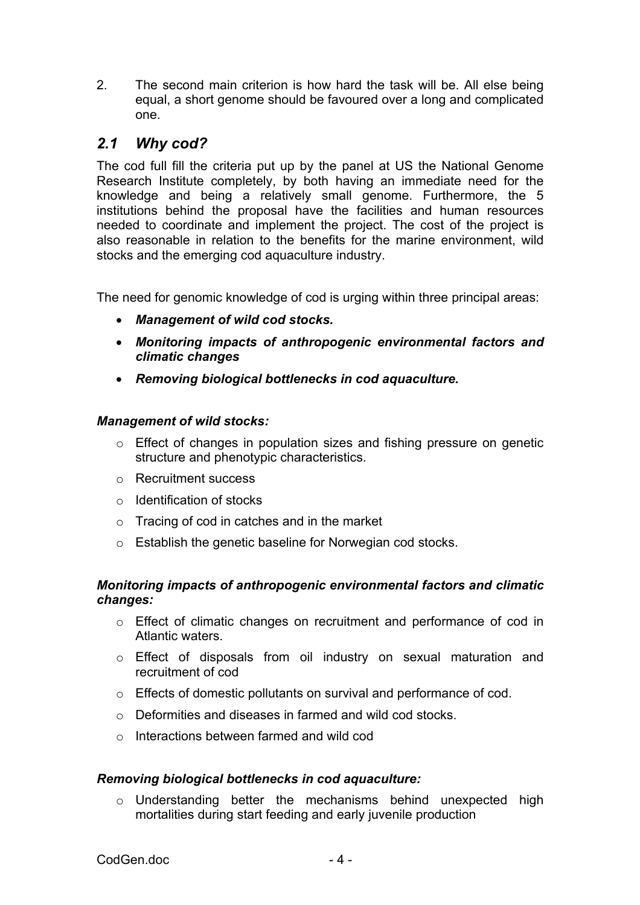2. The second main criterion is how hard the task will be. All else being equal, a short genome should be favoured over a long and complicated one.

## *2.1 Why cod?*

The cod full fill the criteria put up by the panel at US the National Genome Research Institute completely, by both having an immediate need for the knowledge and being a relatively small genome. Furthermore, the 5 institutions behind the proposal have the facilities and human resources needed to coordinate and implement the project. The cost of the project is also reasonable in relation to the benefits for the marine environment, wild stocks and the emerging cod aquaculture industry.

The need for genomic knowledge of cod is urging within three principal areas:

- ***Management of wild cod stocks.***
- ***Monitoring impacts of anthropogenic environmental factors and climatic changes***
- ***Removing biological bottlenecks in cod aquaculture.***

***Management of wild stocks:***

- Effect of changes in population sizes and fishing pressure on genetic structure and phenotypic characteristics.
- Recruitment success
- Identification of stocks
- Tracing of cod in catches and in the market
- Establish the genetic baseline for Norwegian cod stocks.

***Monitoring impacts of anthropogenic environmental factors and climatic changes:***

- Effect of climatic changes on recruitment and performance of cod in Atlantic waters.
- Effect of disposals from oil industry on sexual maturation and recruitment of cod
- Effects of domestic pollutants on survival and performance of cod.
- Deformities and diseases in farmed and wild cod stocks.
- Interactions between farmed and wild cod

***Removing biological bottlenecks in cod aquaculture:***

- Understanding better the mechanisms behind unexpected high mortalities during start feeding and early juvenile production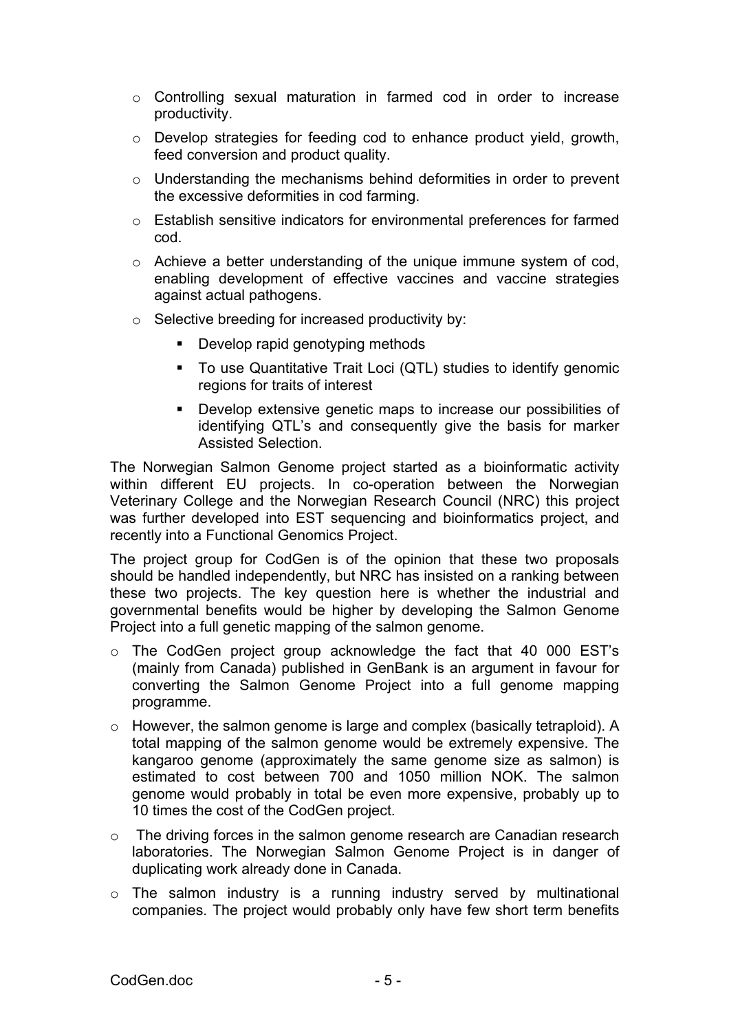- Controlling sexual maturation in farmed cod in order to increase productivity.
- Develop strategies for feeding cod to enhance product yield, growth, feed conversion and product quality.
- Understanding the mechanisms behind deformities in order to prevent the excessive deformities in cod farming.
- Establish sensitive indicators for environmental preferences for farmed cod.
- Achieve a better understanding of the unique immune system of cod, enabling development of effective vaccines and vaccine strategies against actual pathogens.
- Selective breeding for increased productivity by:
    - Develop rapid genotyping methods
    - To use Quantitative Trait Loci (QTL) studies to identify genomic regions for traits of interest
    - Develop extensive genetic maps to increase our possibilities of identifying QTL's and consequently give the basis for marker Assisted Selection.

The Norwegian Salmon Genome project started as a bioinformatic activity within different EU projects. In co-operation between the Norwegian Veterinary College and the Norwegian Research Council (NRC) this project was further developed into EST sequencing and bioinformatics project, and recently into a Functional Genomics Project.

The project group for CodGen is of the opinion that these two proposals should be handled independently, but NRC has insisted on a ranking between these two projects. The key question here is whether the industrial and governmental benefits would be higher by developing the Salmon Genome Project into a full genetic mapping of the salmon genome.

- The CodGen project group acknowledge the fact that 40 000 EST's (mainly from Canada) published in GenBank is an argument in favour for converting the Salmon Genome Project into a full genome mapping programme.
- However, the salmon genome is large and complex (basically tetraploid). A total mapping of the salmon genome would be extremely expensive. The kangaroo genome (approximately the same genome size as salmon) is estimated to cost between 700 and 1050 million NOK. The salmon genome would probably in total be even more expensive, probably up to 10 times the cost of the CodGen project.
- The driving forces in the salmon genome research are Canadian research laboratories. The Norwegian Salmon Genome Project is in danger of duplicating work already done in Canada.
- The salmon industry is a running industry served by multinational companies. The project would probably only have few short term benefits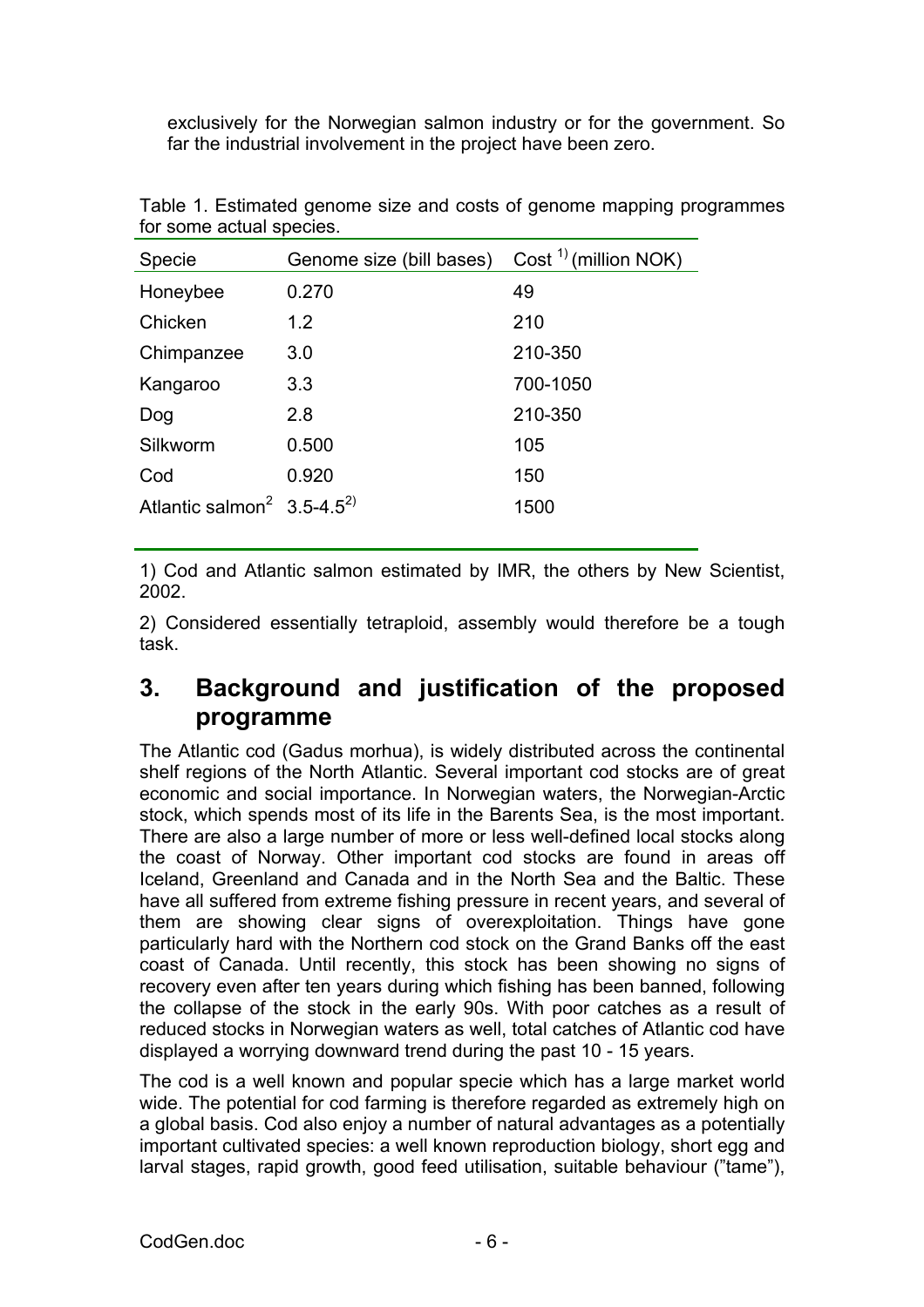exclusively for the Norwegian salmon industry or for the government. So far the industrial involvement in the project have been zero.

Table 1. Estimated genome size and costs of genome mapping programmes for some actual species.

| Specie | Genome size (bill bases) | Cost [1] (million NOK) |
|---|---|---|
| Honeybee | 0.270 | 49 |
| Chicken | 1.2 | 210 |
| Chimpanzee | 3.0 | 210-350 |
| Kangaroo | 3.3 | 700-1050 |
| Dog | 2.8 | 210-350 |
| Silkworm | 0.500 | 105 |
| Cod | 0.920 | 150 |
| Atlantic salmon[2] | 3.5-4.5[2)] | 1500 |

1) Cod and Atlantic salmon estimated by IMR, the others by New Scientist, 2002.

2) Considered essentially tetraploid, assembly would therefore be a tough task.

# 3. Background and justification of the proposed programme

The Atlantic cod (Gadus morhua), is widely distributed across the continental shelf regions of the North Atlantic. Several important cod stocks are of great economic and social importance. In Norwegian waters, the Norwegian-Arctic stock, which spends most of its life in the Barents Sea, is the most important. There are also a large number of more or less well-defined local stocks along the coast of Norway. Other important cod stocks are found in areas off Iceland, Greenland and Canada and in the North Sea and the Baltic. These have all suffered from extreme fishing pressure in recent years, and several of them are showing clear signs of overexploitation. Things have gone particularly hard with the Northern cod stock on the Grand Banks off the east coast of Canada. Until recently, this stock has been showing no signs of recovery even after ten years during which fishing has been banned, following the collapse of the stock in the early 90s. With poor catches as a result of reduced stocks in Norwegian waters as well, total catches of Atlantic cod have displayed a worrying downward trend during the past 10 - 15 years.

The cod is a well known and popular specie which has a large market world wide. The potential for cod farming is therefore regarded as extremely high on a global basis. Cod also enjoy a number of natural advantages as a potentially important cultivated species: a well known reproduction biology, short egg and larval stages, rapid growth, good feed utilisation, suitable behaviour ("tame"),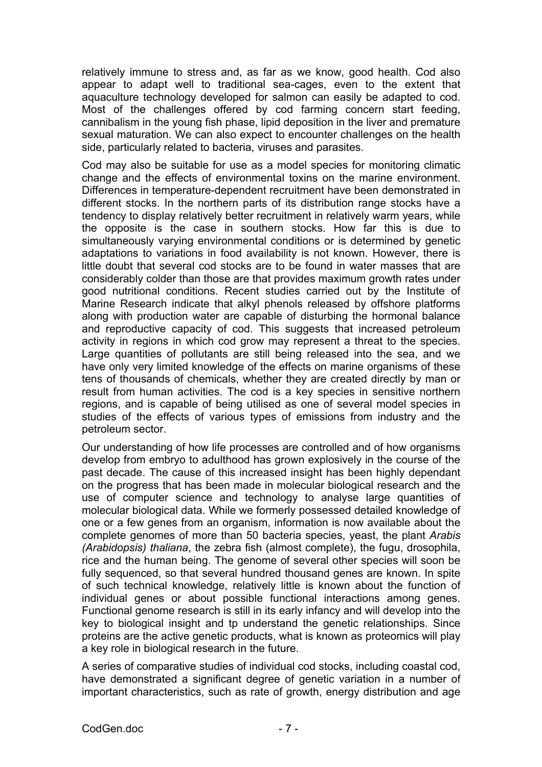relatively immune to stress and, as far as we know, good health. Cod also appear to adapt well to traditional sea-cages, even to the extent that aquaculture technology developed for salmon can easily be adapted to cod. Most of the challenges offered by cod farming concern start feeding, cannibalism in the young fish phase, lipid deposition in the liver and premature sexual maturation. We can also expect to encounter challenges on the health side, particularly related to bacteria, viruses and parasites.

Cod may also be suitable for use as a model species for monitoring climatic change and the effects of environmental toxins on the marine environment. Differences in temperature-dependent recruitment have been demonstrated in different stocks. In the northern parts of its distribution range stocks have a tendency to display relatively better recruitment in relatively warm years, while the opposite is the case in southern stocks. How far this is due to simultaneously varying environmental conditions or is determined by genetic adaptations to variations in food availability is not known. However, there is little doubt that several cod stocks are to be found in water masses that are considerably colder than those are that provides maximum growth rates under good nutritional conditions. Recent studies carried out by the Institute of Marine Research indicate that alkyl phenols released by offshore platforms along with production water are capable of disturbing the hormonal balance and reproductive capacity of cod. This suggests that increased petroleum activity in regions in which cod grow may represent a threat to the species. Large quantities of pollutants are still being released into the sea, and we have only very limited knowledge of the effects on marine organisms of these tens of thousands of chemicals, whether they are created directly by man or result from human activities. The cod is a key species in sensitive northern regions, and is capable of being utilised as one of several model species in studies of the effects of various types of emissions from industry and the petroleum sector.

Our understanding of how life processes are controlled and of how organisms develop from embryo to adulthood has grown explosively in the course of the past decade. The cause of this increased insight has been highly dependant on the progress that has been made in molecular biological research and the use of computer science and technology to analyse large quantities of molecular biological data. While we formerly possessed detailed knowledge of one or a few genes from an organism, information is now available about the complete genomes of more than 50 bacteria species, yeast, the plant *Arabis (Arabidopsis) thaliana*, the zebra fish (almost complete), the fugu, drosophila, rice and the human being. The genome of several other species will soon be fully sequenced, so that several hundred thousand genes are known. In spite of such technical knowledge, relatively little is known about the function of individual genes or about possible functional interactions among genes. Functional genome research is still in its early infancy and will develop into the key to biological insight and tp understand the genetic relationships. Since proteins are the active genetic products, what is known as proteomics will play a key role in biological research in the future.

A series of comparative studies of individual cod stocks, including coastal cod, have demonstrated a significant degree of genetic variation in a number of important characteristics, such as rate of growth, energy distribution and age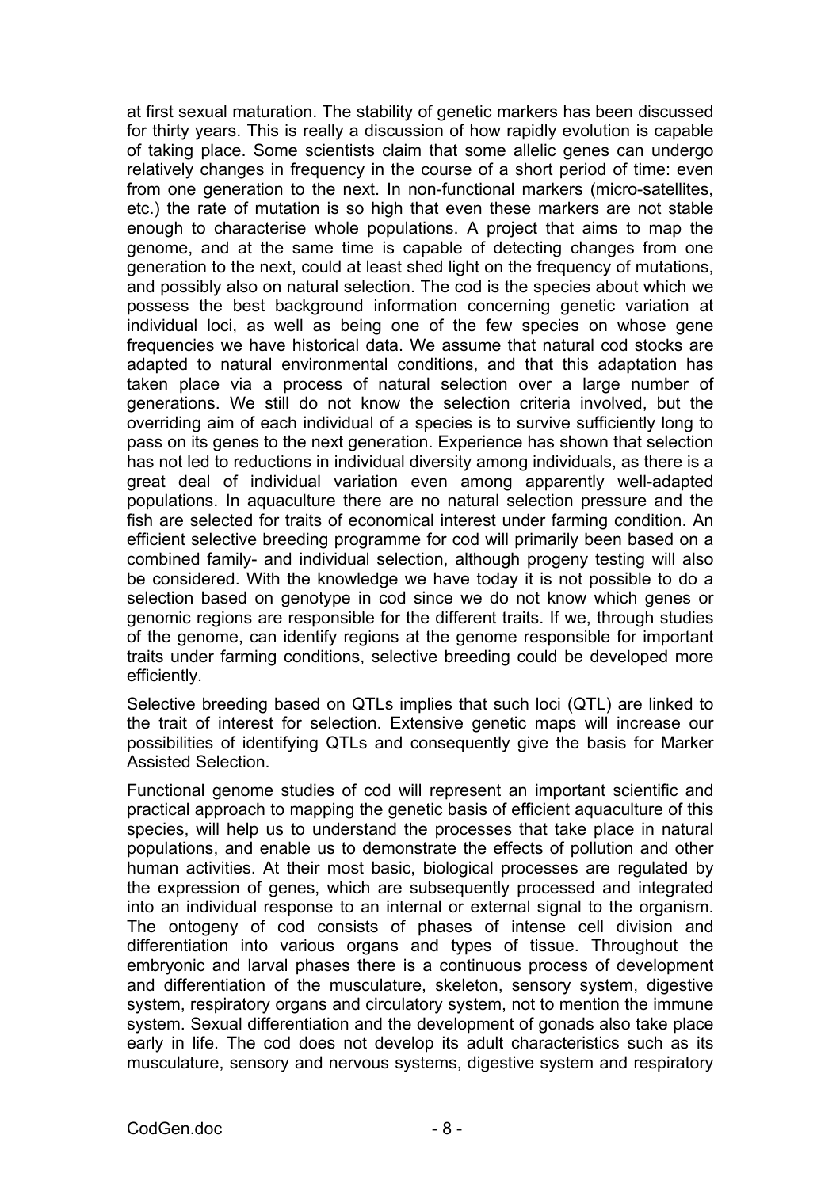at first sexual maturation. The stability of genetic markers has been discussed for thirty years. This is really a discussion of how rapidly evolution is capable of taking place. Some scientists claim that some allelic genes can undergo relatively changes in frequency in the course of a short period of time: even from one generation to the next. In non-functional markers (micro-satellites, etc.) the rate of mutation is so high that even these markers are not stable enough to characterise whole populations. A project that aims to map the genome, and at the same time is capable of detecting changes from one generation to the next, could at least shed light on the frequency of mutations, and possibly also on natural selection. The cod is the species about which we possess the best background information concerning genetic variation at individual loci, as well as being one of the few species on whose gene frequencies we have historical data. We assume that natural cod stocks are adapted to natural environmental conditions, and that this adaptation has taken place via a process of natural selection over a large number of generations. We still do not know the selection criteria involved, but the overriding aim of each individual of a species is to survive sufficiently long to pass on its genes to the next generation. Experience has shown that selection has not led to reductions in individual diversity among individuals, as there is a great deal of individual variation even among apparently well-adapted populations. In aquaculture there are no natural selection pressure and the fish are selected for traits of economical interest under farming condition. An efficient selective breeding programme for cod will primarily been based on a combined family- and individual selection, although progeny testing will also be considered. With the knowledge we have today it is not possible to do a selection based on genotype in cod since we do not know which genes or genomic regions are responsible for the different traits. If we, through studies of the genome, can identify regions at the genome responsible for important traits under farming conditions, selective breeding could be developed more efficiently.

Selective breeding based on QTLs implies that such loci (QTL) are linked to the trait of interest for selection. Extensive genetic maps will increase our possibilities of identifying QTLs and consequently give the basis for Marker Assisted Selection.

Functional genome studies of cod will represent an important scientific and practical approach to mapping the genetic basis of efficient aquaculture of this species, will help us to understand the processes that take place in natural populations, and enable us to demonstrate the effects of pollution and other human activities. At their most basic, biological processes are regulated by the expression of genes, which are subsequently processed and integrated into an individual response to an internal or external signal to the organism. The ontogeny of cod consists of phases of intense cell division and differentiation into various organs and types of tissue. Throughout the embryonic and larval phases there is a continuous process of development and differentiation of the musculature, skeleton, sensory system, digestive system, respiratory organs and circulatory system, not to mention the immune system. Sexual differentiation and the development of gonads also take place early in life. The cod does not develop its adult characteristics such as its musculature, sensory and nervous systems, digestive system and respiratory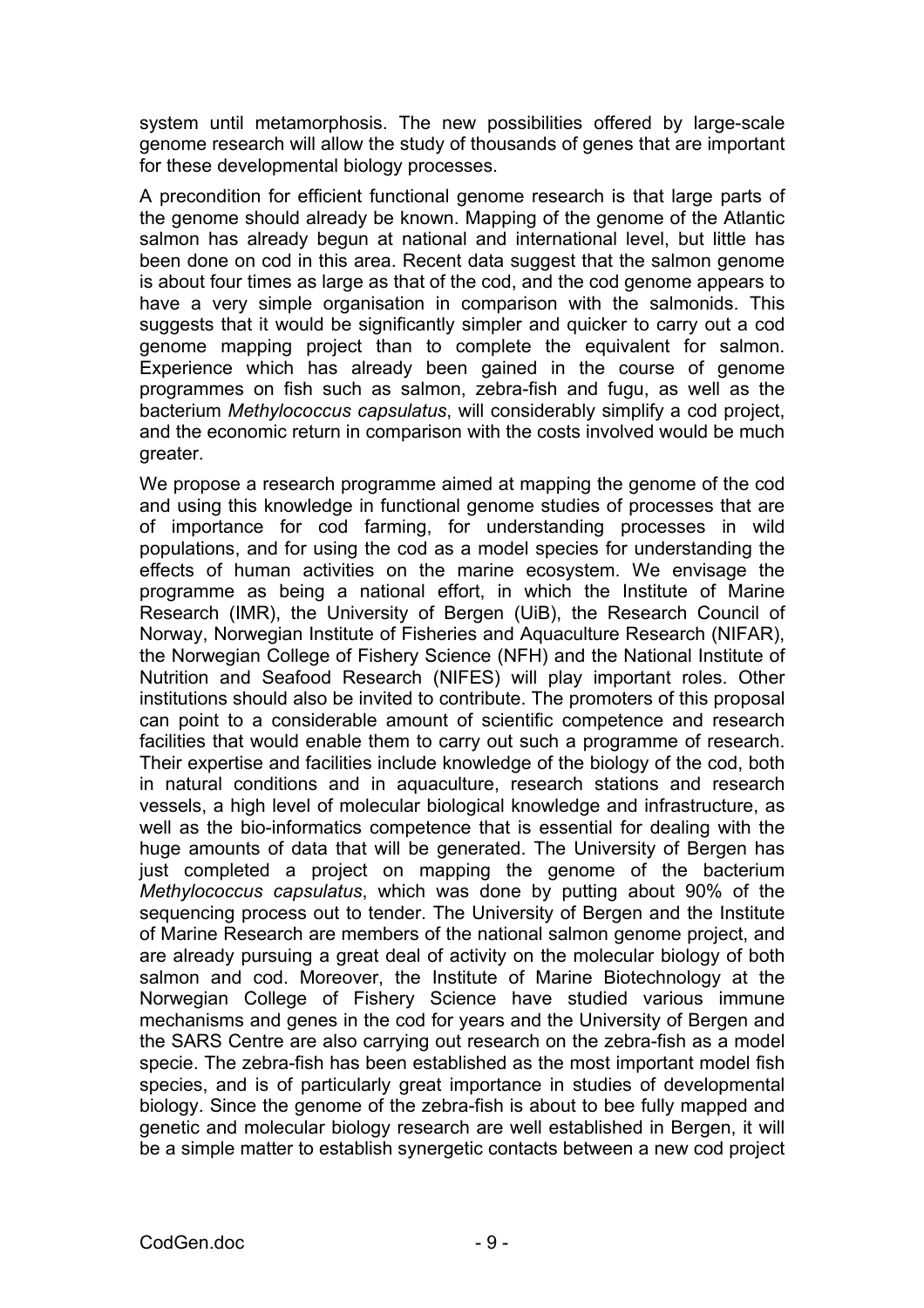system until metamorphosis. The new possibilities offered by large-scale genome research will allow the study of thousands of genes that are important for these developmental biology processes.

A precondition for efficient functional genome research is that large parts of the genome should already be known. Mapping of the genome of the Atlantic salmon has already begun at national and international level, but little has been done on cod in this area. Recent data suggest that the salmon genome is about four times as large as that of the cod, and the cod genome appears to have a very simple organisation in comparison with the salmonids. This suggests that it would be significantly simpler and quicker to carry out a cod genome mapping project than to complete the equivalent for salmon. Experience which has already been gained in the course of genome programmes on fish such as salmon, zebra-fish and fugu, as well as the bacterium *Methylococcus capsulatus*, will considerably simplify a cod project, and the economic return in comparison with the costs involved would be much greater.

We propose a research programme aimed at mapping the genome of the cod and using this knowledge in functional genome studies of processes that are of importance for cod farming, for understanding processes in wild populations, and for using the cod as a model species for understanding the effects of human activities on the marine ecosystem. We envisage the programme as being a national effort, in which the Institute of Marine Research (IMR), the University of Bergen (UiB), the Research Council of Norway, Norwegian Institute of Fisheries and Aquaculture Research (NIFAR), the Norwegian College of Fishery Science (NFH) and the National Institute of Nutrition and Seafood Research (NIFES) will play important roles. Other institutions should also be invited to contribute. The promoters of this proposal can point to a considerable amount of scientific competence and research facilities that would enable them to carry out such a programme of research. Their expertise and facilities include knowledge of the biology of the cod, both in natural conditions and in aquaculture, research stations and research vessels, a high level of molecular biological knowledge and infrastructure, as well as the bio-informatics competence that is essential for dealing with the huge amounts of data that will be generated. The University of Bergen has just completed a project on mapping the genome of the bacterium *Methylococcus capsulatus*, which was done by putting about 90% of the sequencing process out to tender. The University of Bergen and the Institute of Marine Research are members of the national salmon genome project, and are already pursuing a great deal of activity on the molecular biology of both salmon and cod. Moreover, the Institute of Marine Biotechnology at the Norwegian College of Fishery Science have studied various immune mechanisms and genes in the cod for years and the University of Bergen and the SARS Centre are also carrying out research on the zebra-fish as a model specie. The zebra-fish has been established as the most important model fish species, and is of particularly great importance in studies of developmental biology. Since the genome of the zebra-fish is about to bee fully mapped and genetic and molecular biology research are well established in Bergen, it will be a simple matter to establish synergetic contacts between a new cod project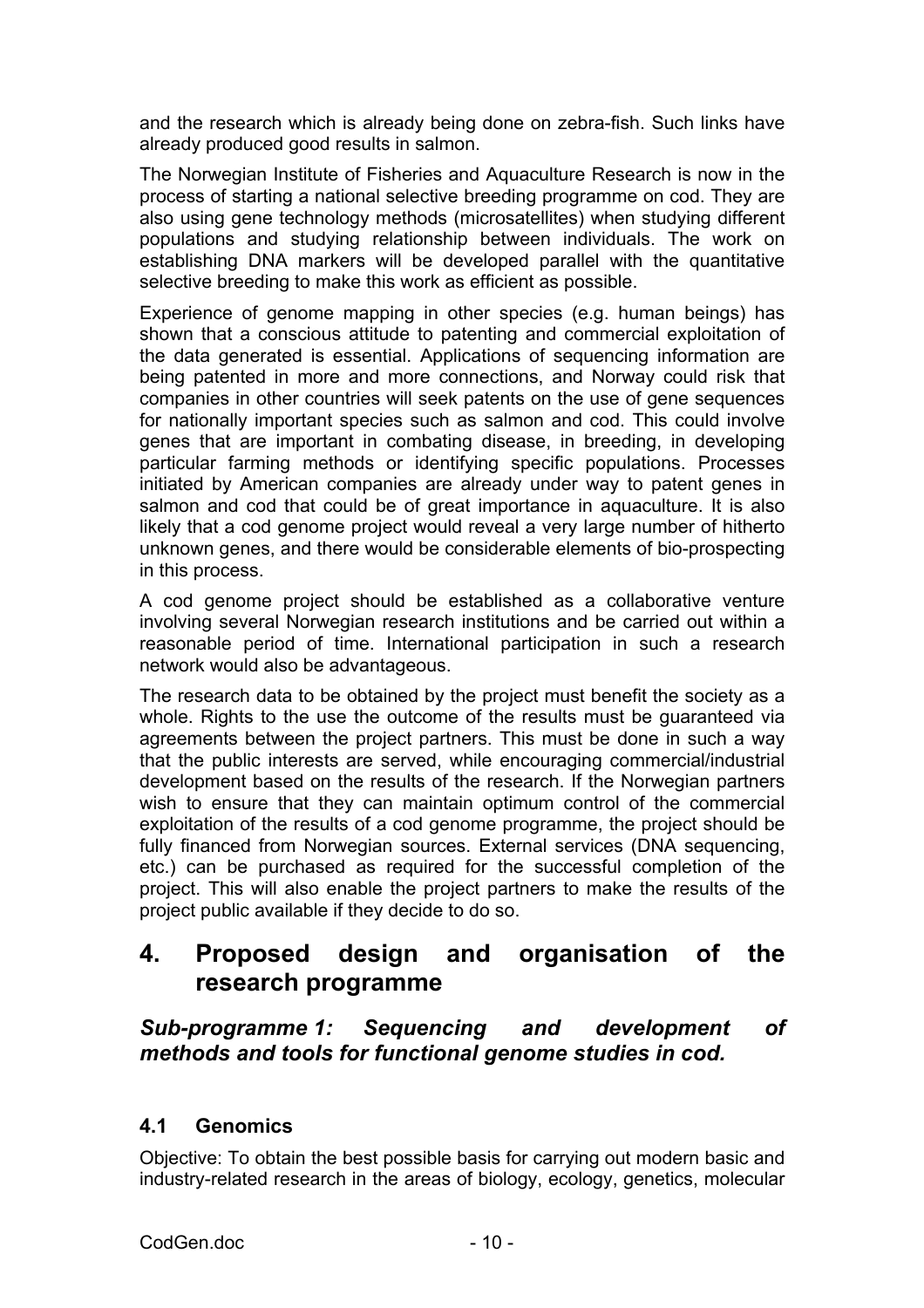and the research which is already being done on zebra-fish. Such links have already produced good results in salmon.

The Norwegian Institute of Fisheries and Aquaculture Research is now in the process of starting a national selective breeding programme on cod. They are also using gene technology methods (microsatellites) when studying different populations and studying relationship between individuals. The work on establishing DNA markers will be developed parallel with the quantitative selective breeding to make this work as efficient as possible.

Experience of genome mapping in other species (e.g. human beings) has shown that a conscious attitude to patenting and commercial exploitation of the data generated is essential. Applications of sequencing information are being patented in more and more connections, and Norway could risk that companies in other countries will seek patents on the use of gene sequences for nationally important species such as salmon and cod. This could involve genes that are important in combating disease, in breeding, in developing particular farming methods or identifying specific populations. Processes initiated by American companies are already under way to patent genes in salmon and cod that could be of great importance in aquaculture. It is also likely that a cod genome project would reveal a very large number of hitherto unknown genes, and there would be considerable elements of bio-prospecting in this process.

A cod genome project should be established as a collaborative venture involving several Norwegian research institutions and be carried out within a reasonable period of time. International participation in such a research network would also be advantageous.

The research data to be obtained by the project must benefit the society as a whole. Rights to the use the outcome of the results must be guaranteed via agreements between the project partners. This must be done in such a way that the public interests are served, while encouraging commercial/industrial development based on the results of the research. If the Norwegian partners wish to ensure that they can maintain optimum control of the commercial exploitation of the results of a cod genome programme, the project should be fully financed from Norwegian sources. External services (DNA sequencing, etc.) can be purchased as required for the successful completion of the project. This will also enable the project partners to make the results of the project public available if they decide to do so.

# 4. Proposed design and organisation of the research programme

## *Sub-programme 1: Sequencing and development of methods and tools for functional genome studies in cod.*

### 4.1 Genomics

Objective: To obtain the best possible basis for carrying out modern basic and industry-related research in the areas of biology, ecology, genetics, molecular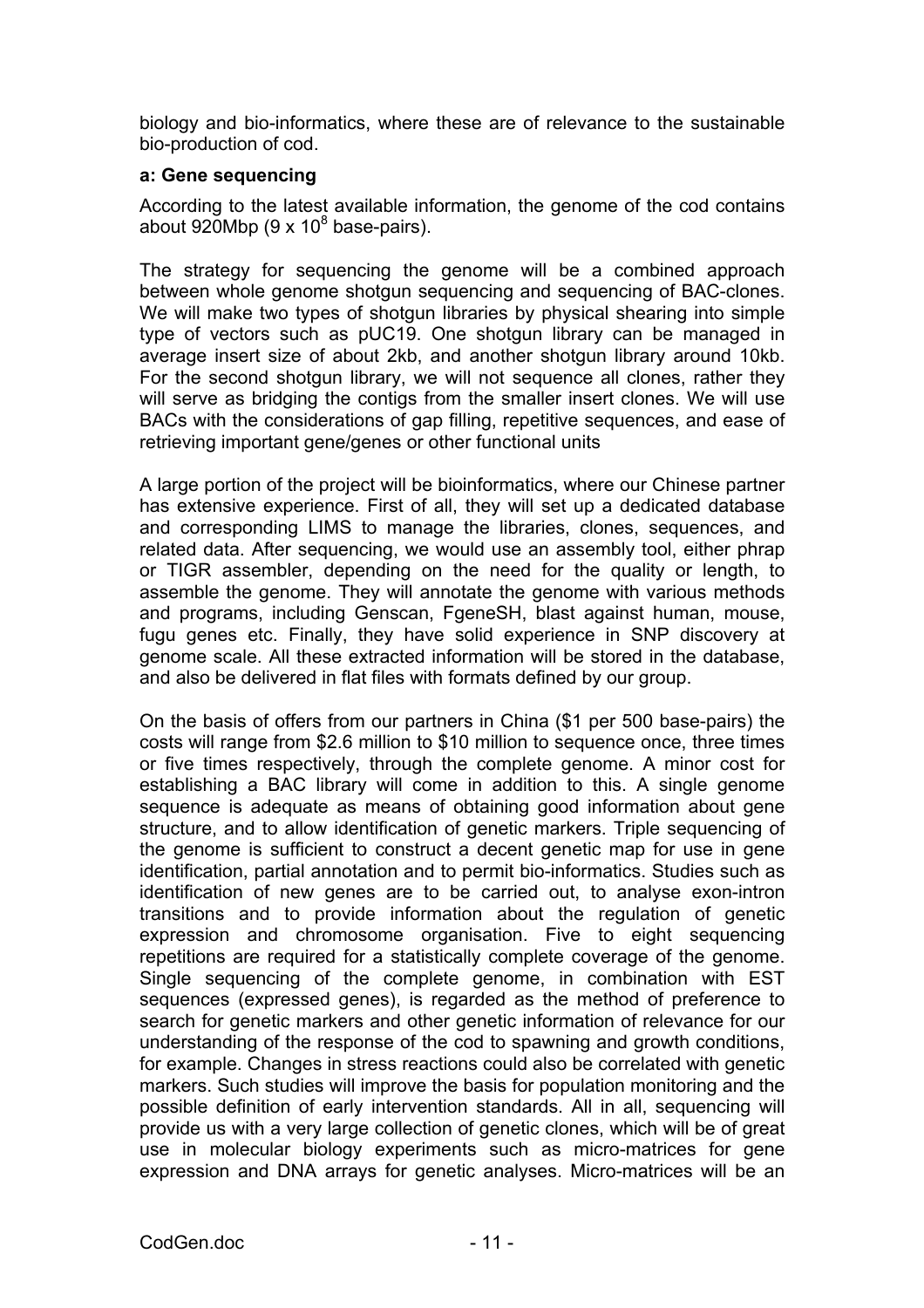biology and bio-informatics, where these are of relevance to the sustainable bio-production of cod.

**a: Gene sequencing**

According to the latest available information, the genome of the cod contains about 920Mbp ($9 \times 10^8$ base-pairs).

The strategy for sequencing the genome will be a combined approach between whole genome shotgun sequencing and sequencing of BAC-clones. We will make two types of shotgun libraries by physical shearing into simple type of vectors such as pUC19. One shotgun library can be managed in average insert size of about 2kb, and another shotgun library around 10kb. For the second shotgun library, we will not sequence all clones, rather they will serve as bridging the contigs from the smaller insert clones. We will use BACs with the considerations of gap filling, repetitive sequences, and ease of retrieving important gene/genes or other functional units

A large portion of the project will be bioinformatics, where our Chinese partner has extensive experience. First of all, they will set up a dedicated database and corresponding LIMS to manage the libraries, clones, sequences, and related data. After sequencing, we would use an assembly tool, either phrap or TIGR assembler, depending on the need for the quality or length, to assemble the genome. They will annotate the genome with various methods and programs, including Genscan, FgeneSH, blast against human, mouse, fugu genes etc. Finally, they have solid experience in SNP discovery at genome scale. All these extracted information will be stored in the database, and also be delivered in flat files with formats defined by our group.

On the basis of offers from our partners in China ($1 per 500 base-pairs) the costs will range from $2.6 million to $10 million to sequence once, three times or five times respectively, through the complete genome. A minor cost for establishing a BAC library will come in addition to this. A single genome sequence is adequate as means of obtaining good information about gene structure, and to allow identification of genetic markers. Triple sequencing of the genome is sufficient to construct a decent genetic map for use in gene identification, partial annotation and to permit bio-informatics. Studies such as identification of new genes are to be carried out, to analyse exon-intron transitions and to provide information about the regulation of genetic expression and chromosome organisation. Five to eight sequencing repetitions are required for a statistically complete coverage of the genome. Single sequencing of the complete genome, in combination with EST sequences (expressed genes), is regarded as the method of preference to search for genetic markers and other genetic information of relevance for our understanding of the response of the cod to spawning and growth conditions, for example. Changes in stress reactions could also be correlated with genetic markers. Such studies will improve the basis for population monitoring and the possible definition of early intervention standards. All in all, sequencing will provide us with a very large collection of genetic clones, which will be of great use in molecular biology experiments such as micro-matrices for gene expression and DNA arrays for genetic analyses. Micro-matrices will be an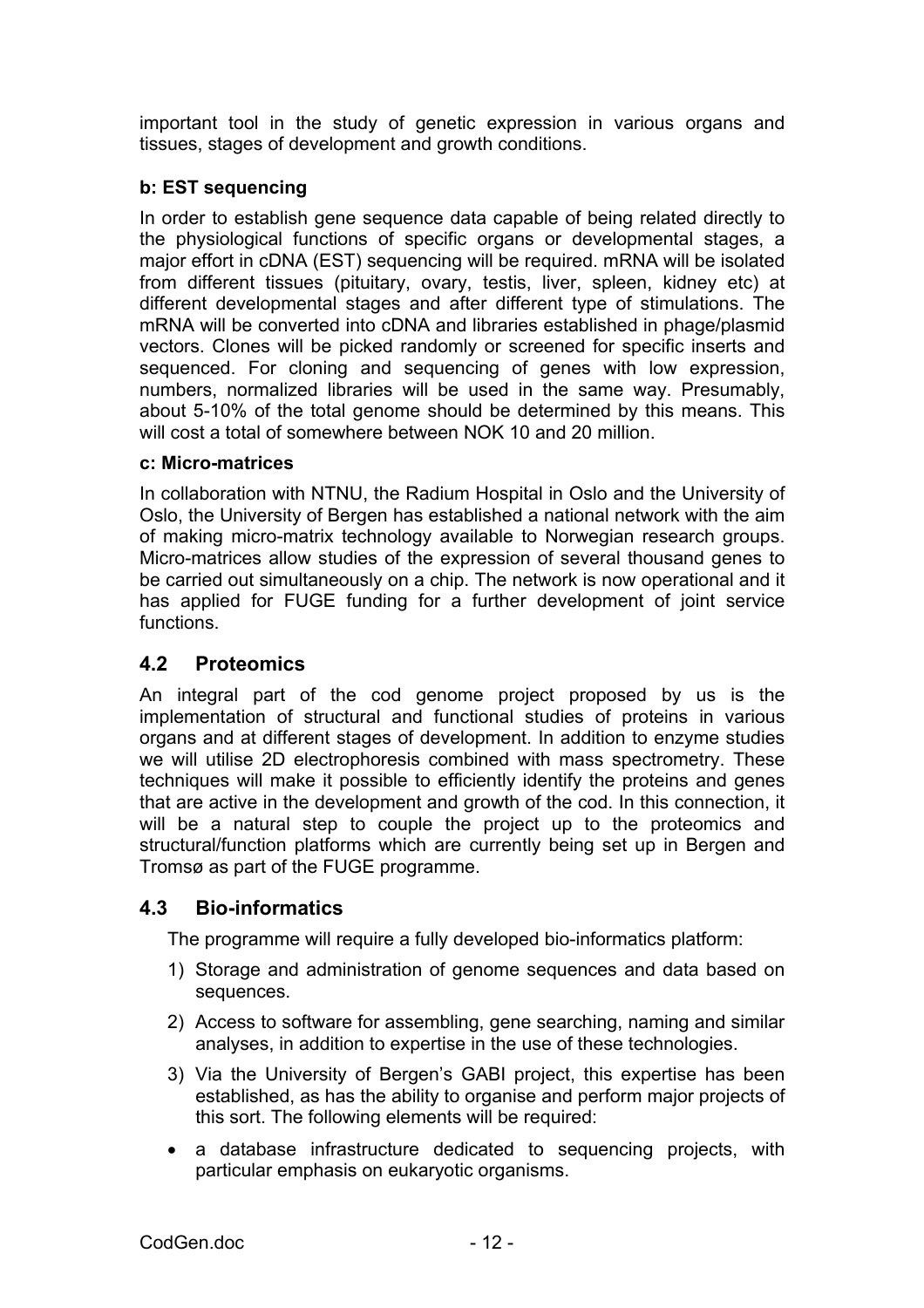important tool in the study of genetic expression in various organs and tissues, stages of development and growth conditions.

**b: EST sequencing**

In order to establish gene sequence data capable of being related directly to the physiological functions of specific organs or developmental stages, a major effort in cDNA (EST) sequencing will be required. mRNA will be isolated from different tissues (pituitary, ovary, testis, liver, spleen, kidney etc) at different developmental stages and after different type of stimulations. The mRNA will be converted into cDNA and libraries established in phage/plasmid vectors. Clones will be picked randomly or screened for specific inserts and sequenced. For cloning and sequencing of genes with low expression, numbers, normalized libraries will be used in the same way. Presumably, about 5-10% of the total genome should be determined by this means. This will cost a total of somewhere between NOK 10 and 20 million.

**c: Micro-matrices**

In collaboration with NTNU, the Radium Hospital in Oslo and the University of Oslo, the University of Bergen has established a national network with the aim of making micro-matrix technology available to Norwegian research groups. Micro-matrices allow studies of the expression of several thousand genes to be carried out simultaneously on a chip. The network is now operational and it has applied for FUGE funding for a further development of joint service functions.

## 4.2 Proteomics

An integral part of the cod genome project proposed by us is the implementation of structural and functional studies of proteins in various organs and at different stages of development. In addition to enzyme studies we will utilise 2D electrophoresis combined with mass spectrometry. These techniques will make it possible to efficiently identify the proteins and genes that are active in the development and growth of the cod. In this connection, it will be a natural step to couple the project up to the proteomics and structural/function platforms which are currently being set up in Bergen and Tromsø as part of the FUGE programme.

## 4.3 Bio-informatics

The programme will require a fully developed bio-informatics platform:

1) Storage and administration of genome sequences and data based on sequences.
2) Access to software for assembling, gene searching, naming and similar analyses, in addition to expertise in the use of these technologies.
3) Via the University of Bergen's GABI project, this expertise has been established, as has the ability to organise and perform major projects of this sort. The following elements will be required:

- a database infrastructure dedicated to sequencing projects, with particular emphasis on eukaryotic organisms.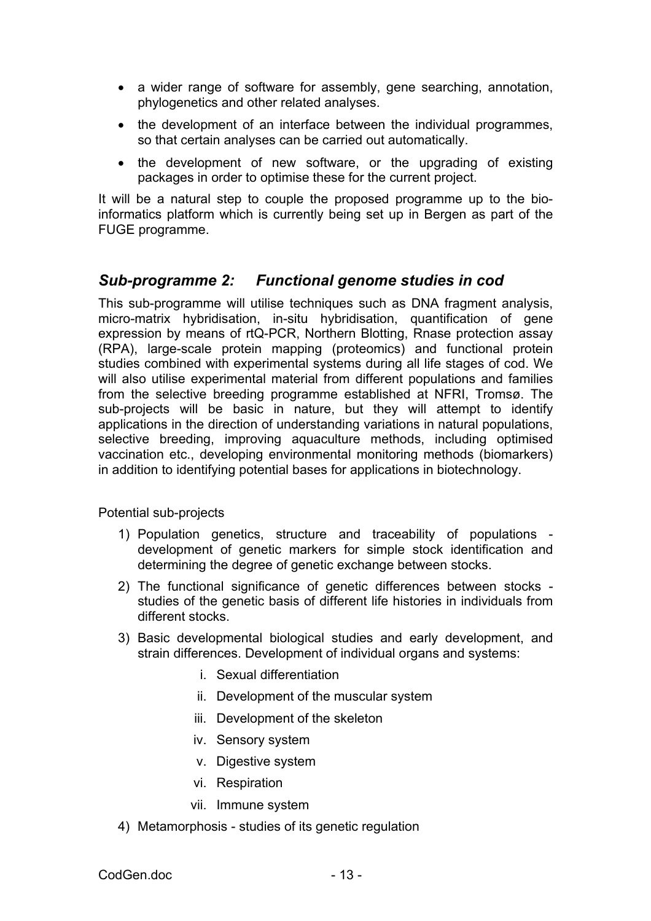- a wider range of software for assembly, gene searching, annotation, phylogenetics and other related analyses.
- the development of an interface between the individual programmes, so that certain analyses can be carried out automatically.
- the development of new software, or the upgrading of existing packages in order to optimise these for the current project.

It will be a natural step to couple the proposed programme up to the bio-informatics platform which is currently being set up in Bergen as part of the FUGE programme.

## *Sub-programme 2: Functional genome studies in cod*

This sub-programme will utilise techniques such as DNA fragment analysis, micro-matrix hybridisation, in-situ hybridisation, quantification of gene expression by means of rtQ-PCR, Northern Blotting, Rnase protection assay (RPA), large-scale protein mapping (proteomics) and functional protein studies combined with experimental systems during all life stages of cod. We will also utilise experimental material from different populations and families from the selective breeding programme established at NFRI, Tromsø. The sub-projects will be basic in nature, but they will attempt to identify applications in the direction of understanding variations in natural populations, selective breeding, improving aquaculture methods, including optimised vaccination etc., developing environmental monitoring methods (biomarkers) in addition to identifying potential bases for applications in biotechnology.

Potential sub-projects

1) Population genetics, structure and traceability of populations - development of genetic markers for simple stock identification and determining the degree of genetic exchange between stocks.
2) The functional significance of genetic differences between stocks - studies of the genetic basis of different life histories in individuals from different stocks.
3) Basic developmental biological studies and early development, and strain differences. Development of individual organs and systems:
    i. Sexual differentiation
    ii. Development of the muscular system
    iii. Development of the skeleton
    iv. Sensory system
    v. Digestive system
    vi. Respiration
    vii. Immune system
4) Metamorphosis - studies of its genetic regulation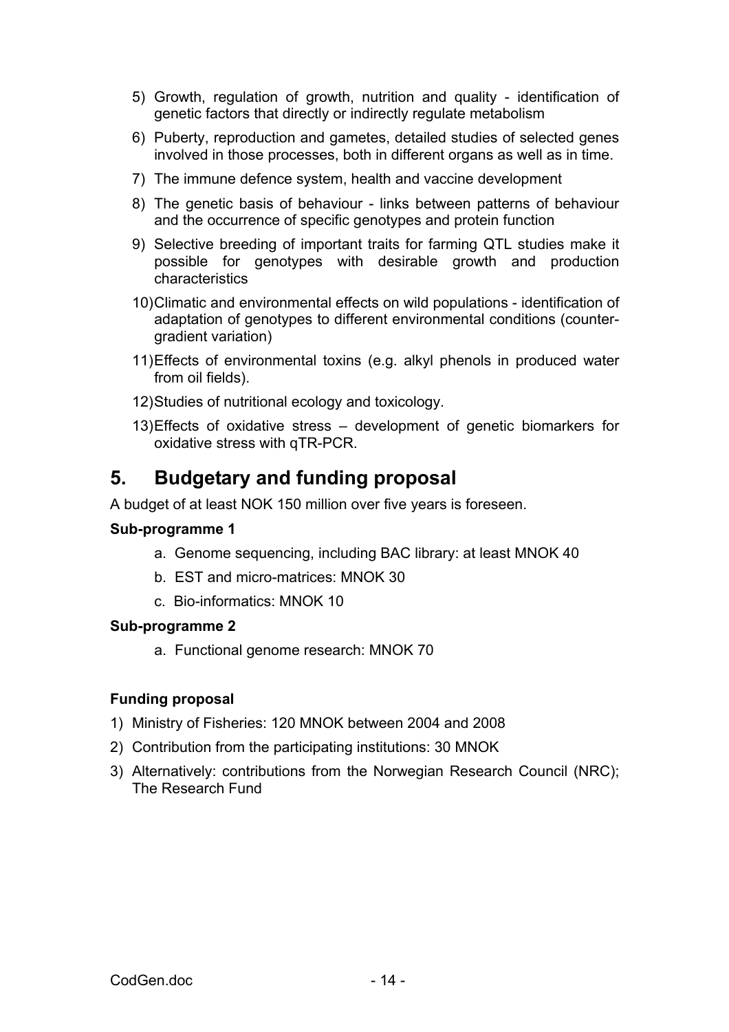5) Growth, regulation of growth, nutrition and quality - identification of genetic factors that directly or indirectly regulate metabolism
6) Puberty, reproduction and gametes, detailed studies of selected genes involved in those processes, both in different organs as well as in time.
7) The immune defence system, health and vaccine development
8) The genetic basis of behaviour - links between patterns of behaviour and the occurrence of specific genotypes and protein function
9) Selective breeding of important traits for farming QTL studies make it possible for genotypes with desirable growth and production characteristics
10) Climatic and environmental effects on wild populations - identification of adaptation of genotypes to different environmental conditions (counter-gradient variation)
11) Effects of environmental toxins (e.g. alkyl phenols in produced water from oil fields).
12) Studies of nutritional ecology and toxicology.
13) Effects of oxidative stress – development of genetic biomarkers for oxidative stress with qTR-PCR.

## 5. Budgetary and funding proposal

A budget of at least NOK 150 million over five years is foreseen.

**Sub-programme 1**

a. Genome sequencing, including BAC library: at least MNOK 40
b. EST and micro-matrices: MNOK 30
c. Bio-informatics: MNOK 10

**Sub-programme 2**

a. Functional genome research: MNOK 70

**Funding proposal**

1) Ministry of Fisheries: 120 MNOK between 2004 and 2008
2) Contribution from the participating institutions: 30 MNOK
3) Alternatively: contributions from the Norwegian Research Council (NRC); The Research Fund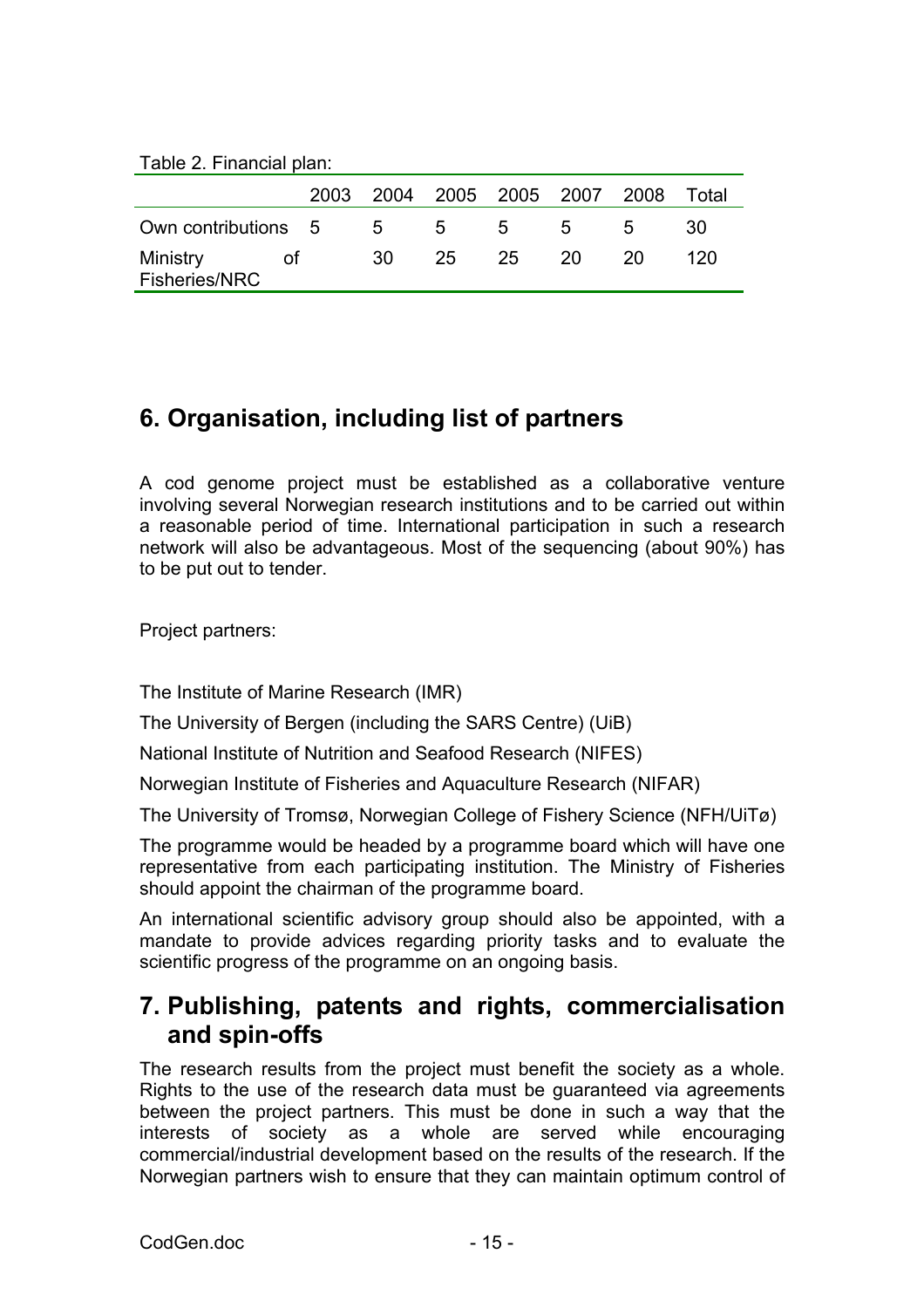Table 2. Financial plan:

| | 2003 | 2004 | 2005 | 2005 | 2007 | 2008 | Total |
|---|---|---|---|---|---|---|---|
| Own contributions | 5 | 5 | 5 | 5 | 5 | 5 | 30 |
| Ministry of Fisheries/NRC | | 30 | 25 | 25 | 20 | 20 | 120 |

## 6. Organisation, including list of partners

A cod genome project must be established as a collaborative venture involving several Norwegian research institutions and to be carried out within a reasonable period of time. International participation in such a research network will also be advantageous. Most of the sequencing (about 90%) has to be put out to tender.

Project partners:

The Institute of Marine Research (IMR)

The University of Bergen (including the SARS Centre) (UiB)

National Institute of Nutrition and Seafood Research (NIFES)

Norwegian Institute of Fisheries and Aquaculture Research (NIFAR)

The University of Tromsø, Norwegian College of Fishery Science (NFH/UiTø)

The programme would be headed by a programme board which will have one representative from each participating institution. The Ministry of Fisheries should appoint the chairman of the programme board.

An international scientific advisory group should also be appointed, with a mandate to provide advices regarding priority tasks and to evaluate the scientific progress of the programme on an ongoing basis.

## 7. Publishing, patents and rights, commercialisation and spin-offs

The research results from the project must benefit the society as a whole. Rights to the use of the research data must be guaranteed via agreements between the project partners. This must be done in such a way that the interests of society as a whole are served while encouraging commercial/industrial development based on the results of the research. If the Norwegian partners wish to ensure that they can maintain optimum control of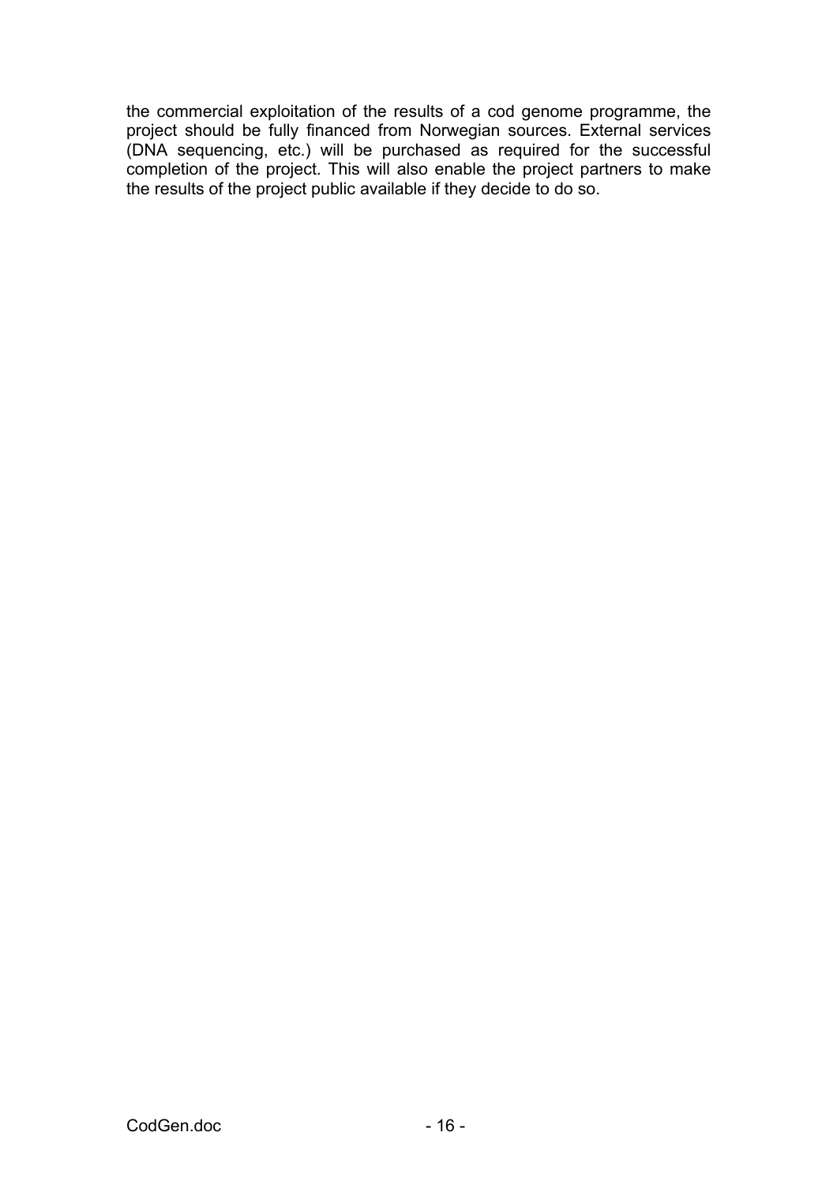the commercial exploitation of the results of a cod genome programme, the project should be fully financed from Norwegian sources. External services (DNA sequencing, etc.) will be purchased as required for the successful completion of the project. This will also enable the project partners to make the results of the project public available if they decide to do so.